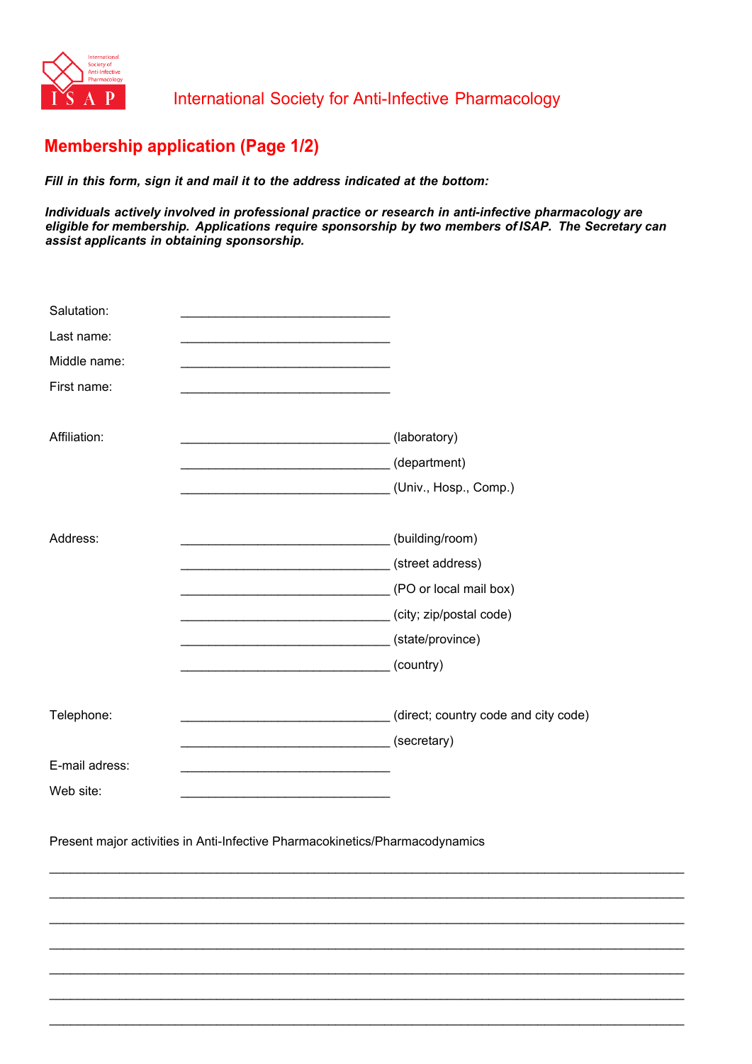International Society of Anti-Infective Pharmacology

ISAP

International Society for Anti-Infective Pharmacology

## Membership application (Page 1/2)

***Fill in this form, sign it and mail it to the address indicated at the bottom:***

***Individuals actively involved in professional practice or research in anti-infective pharmacology are eligible for membership. Applications require sponsorship by two members of ISAP. The Secretary can assist applicants in obtaining sponsorship.***

Salutation: ______________________________

Last name: ______________________________

Middle name: ______________________________

First name: ______________________________

Affiliation: ______________________________ (laboratory)

______________________________ (department)

______________________________ (Univ., Hosp., Comp.)

Address: ______________________________ (building/room)

______________________________ (street address)

______________________________ (PO or local mail box)

______________________________ (city; zip/postal code)

______________________________ (state/province)

______________________________ (country)

Telephone: ______________________________ (direct; country code and city code)

______________________________ (secretary)

E-mail adress: ______________________________

Web site: ______________________________

Present major activities in Anti-Infective Pharmacokinetics/Pharmacodynamics

___________________________________________________________________________________________

___________________________________________________________________________________________

___________________________________________________________________________________________

___________________________________________________________________________________________

___________________________________________________________________________________________

___________________________________________________________________________________________

___________________________________________________________________________________________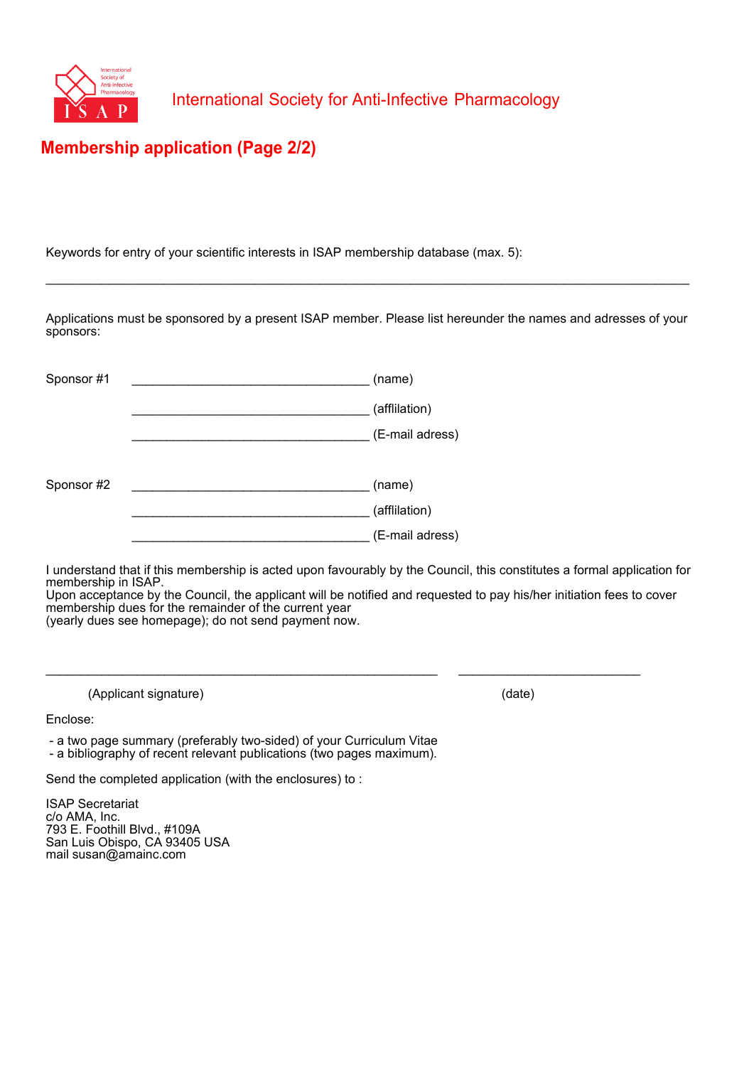International Society for Anti-Infective Pharmacology

## Membership application (Page 2/2)

Keywords for entry of your scientific interests in ISAP membership database (max. 5):

_______________________________________________________________________________________

Applications must be sponsored by a present ISAP member. Please list hereunder the names and adresses of your sponsors:

Sponsor #1 ___________________________________ (name)

___________________________________ (afflilation)

___________________________________ (E-mail adress)

Sponsor #2 ___________________________________ (name)

___________________________________ (afflilation)

___________________________________ (E-mail adress)

I understand that if this membership is acted upon favourably by the Council, this constitutes a formal application for membership in ISAP.
Upon acceptance by the Council, the applicant will be notified and requested to pay his/her initiation fees to cover membership dues for the remainder of the current year
(yearly dues see homepage); do not send payment now.

___________________________________________________________ ___________________________

(Applicant signature) (date)

Enclose:

- a two page summary (preferably two-sided) of your Curriculum Vitae
- a bibliography of recent relevant publications (two pages maximum).

Send the completed application (with the enclosures) to :

ISAP Secretariat
c/o AMA, Inc.
793 E. Foothill Blvd., #109A
San Luis Obispo, CA 93405 USA
mail susan@amainc.com